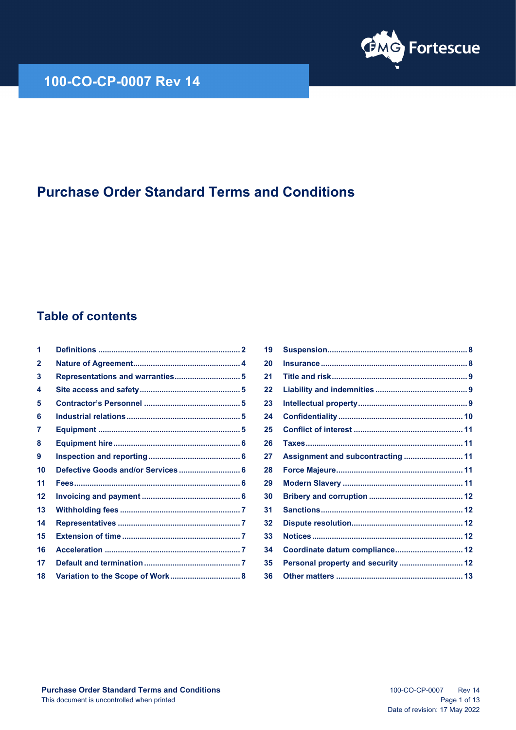# 100-CO-CP-0007 Rev 14

# Purchase Order Standard Terms and Conditions

## Table of contents

| | | |
|---|---|---|
| 1 | Definitions | 2 |
| 2 | Nature of Agreement | 4 |
| 3 | Representations and warranties | 5 |
| 4 | Site access and safety | 5 |
| 5 | Contractor's Personnel | 5 |
| 6 | Industrial relations | 5 |
| 7 | Equipment | 5 |
| 8 | Equipment hire | 6 |
| 9 | Inspection and reporting | 6 |
| 10 | Defective Goods and/or Services | 6 |
| 11 | Fees | 6 |
| 12 | Invoicing and payment | 6 |
| 13 | Withholding fees | 7 |
| 14 | Representatives | 7 |
| 15 | Extension of time | 7 |
| 16 | Acceleration | 7 |
| 17 | Default and termination | 7 |
| 18 | Variation to the Scope of Work | 8 |
| 19 | Suspension | 8 |
| 20 | Insurance | 8 |
| 21 | Title and risk | 9 |
| 22 | Liability and indemnities | 9 |
| 23 | Intellectual property | 9 |
| 24 | Confidentiality | 10 |
| 25 | Conflict of interest | 11 |
| 26 | Taxes | 11 |
| 27 | Assignment and subcontracting | 11 |
| 28 | Force Majeure | 11 |
| 29 | Modern Slavery | 11 |
| 30 | Bribery and corruption | 12 |
| 31 | Sanctions | 12 |
| 32 | Dispute resolution | 12 |
| 33 | Notices | 12 |
| 34 | Coordinate datum compliance | 12 |
| 35 | Personal property and security | 12 |
| 36 | Other matters | 13 |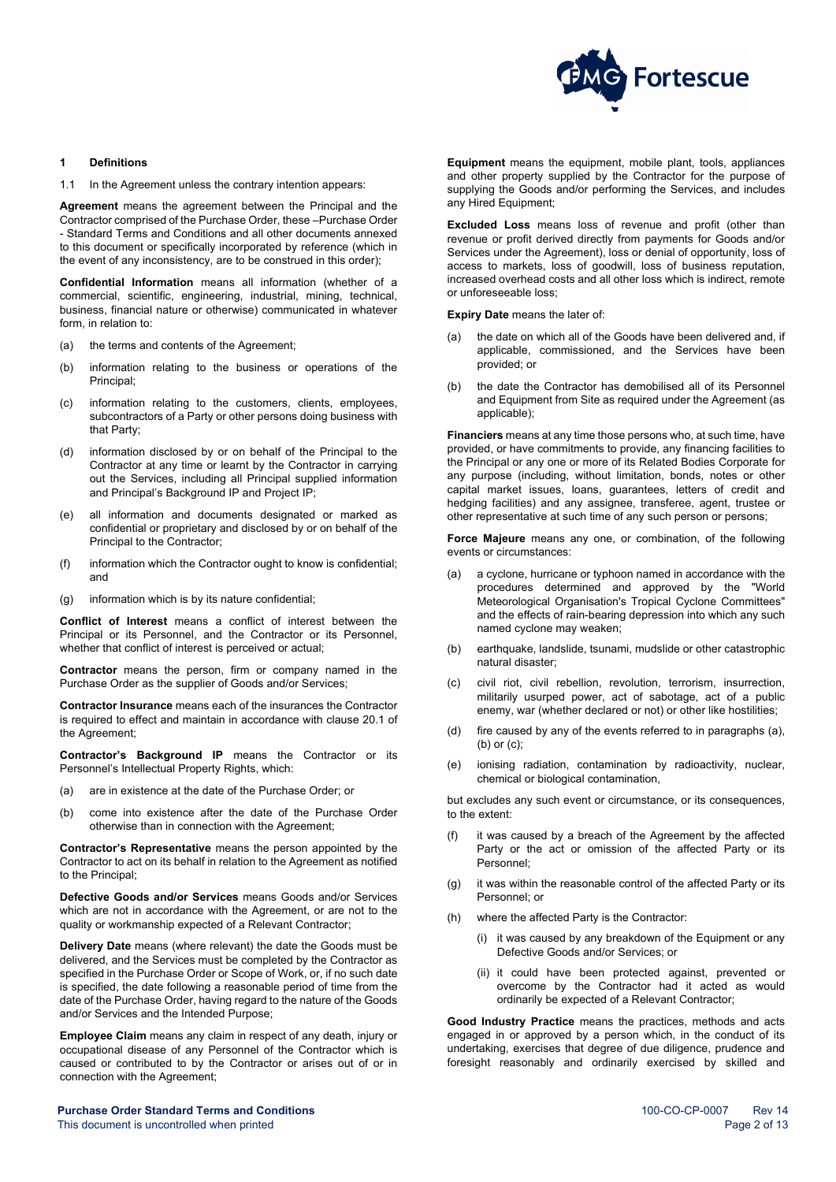## 1 Definitions

1.1 In the Agreement unless the contrary intention appears:

**Agreement** means the agreement between the Principal and the Contractor comprised of the Purchase Order, these –Purchase Order - Standard Terms and Conditions and all other documents annexed to this document or specifically incorporated by reference (which in the event of any inconsistency, are to be construed in this order);

**Confidential Information** means all information (whether of a commercial, scientific, engineering, industrial, mining, technical, business, financial nature or otherwise) communicated in whatever form, in relation to:

(a) the terms and contents of the Agreement;

(b) information relating to the business or operations of the Principal;

(c) information relating to the customers, clients, employees, subcontractors of a Party or other persons doing business with that Party;

(d) information disclosed by or on behalf of the Principal to the Contractor at any time or learnt by the Contractor in carrying out the Services, including all Principal supplied information and Principal's Background IP and Project IP;

(e) all information and documents designated or marked as confidential or proprietary and disclosed by or on behalf of the Principal to the Contractor;

(f) information which the Contractor ought to know is confidential; and

(g) information which is by its nature confidential;

**Conflict of Interest** means a conflict of interest between the Principal or its Personnel, and the Contractor or its Personnel, whether that conflict of interest is perceived or actual;

**Contractor** means the person, firm or company named in the Purchase Order as the supplier of Goods and/or Services;

**Contractor Insurance** means each of the insurances the Contractor is required to effect and maintain in accordance with clause 20.1 of the Agreement;

**Contractor's Background IP** means the Contractor or its Personnel's Intellectual Property Rights, which:

(a) are in existence at the date of the Purchase Order; or

(b) come into existence after the date of the Purchase Order otherwise than in connection with the Agreement;

**Contractor's Representative** means the person appointed by the Contractor to act on its behalf in relation to the Agreement as notified to the Principal;

**Defective Goods and/or Services** means Goods and/or Services which are not in accordance with the Agreement, or are not to the quality or workmanship expected of a Relevant Contractor;

**Delivery Date** means (where relevant) the date the Goods must be delivered, and the Services must be completed by the Contractor as specified in the Purchase Order or Scope of Work, or, if no such date is specified, the date following a reasonable period of time from the date of the Purchase Order, having regard to the nature of the Goods and/or Services and the Intended Purpose;

**Employee Claim** means any claim in respect of any death, injury or occupational disease of any Personnel of the Contractor which is caused or contributed to by the Contractor or arises out of or in connection with the Agreement;

**Equipment** means the equipment, mobile plant, tools, appliances and other property supplied by the Contractor for the purpose of supplying the Goods and/or performing the Services, and includes any Hired Equipment;

**Excluded Loss** means loss of revenue and profit (other than revenue or profit derived directly from payments for Goods and/or Services under the Agreement), loss or denial of opportunity, loss of access to markets, loss of goodwill, loss of business reputation, increased overhead costs and all other loss which is indirect, remote or unforeseeable loss;

**Expiry Date** means the later of:

(a) the date on which all of the Goods have been delivered and, if applicable, commissioned, and the Services have been provided; or

(b) the date the Contractor has demobilised all of its Personnel and Equipment from Site as required under the Agreement (as applicable);

**Financiers** means at any time those persons who, at such time, have provided, or have commitments to provide, any financing facilities to the Principal or any one or more of its Related Bodies Corporate for any purpose (including, without limitation, bonds, notes or other capital market issues, loans, guarantees, letters of credit and hedging facilities) and any assignee, transferee, agent, trustee or other representative at such time of any such person or persons;

**Force Majeure** means any one, or combination, of the following events or circumstances:

(a) a cyclone, hurricane or typhoon named in accordance with the procedures determined and approved by the "World Meteorological Organisation's Tropical Cyclone Committees" and the effects of rain-bearing depression into which any such named cyclone may weaken;

(b) earthquake, landslide, tsunami, mudslide or other catastrophic natural disaster;

(c) civil riot, civil rebellion, revolution, terrorism, insurrection, militarily usurped power, act of sabotage, act of a public enemy, war (whether declared or not) or other like hostilities;

(d) fire caused by any of the events referred to in paragraphs (a), (b) or (c);

(e) ionising radiation, contamination by radioactivity, nuclear, chemical or biological contamination,

but excludes any such event or circumstance, or its consequences, to the extent:

(f) it was caused by a breach of the Agreement by the affected Party or the act or omission of the affected Party or its Personnel;

(g) it was within the reasonable control of the affected Party or its Personnel; or

(h) where the affected Party is the Contractor:

(i) it was caused by any breakdown of the Equipment or any Defective Goods and/or Services; or

(ii) it could have been protected against, prevented or overcome by the Contractor had it acted as would ordinarily be expected of a Relevant Contractor;

**Good Industry Practice** means the practices, methods and acts engaged in or approved by a person which, in the conduct of its undertaking, exercises that degree of due diligence, prudence and foresight reasonably and ordinarily exercised by skilled and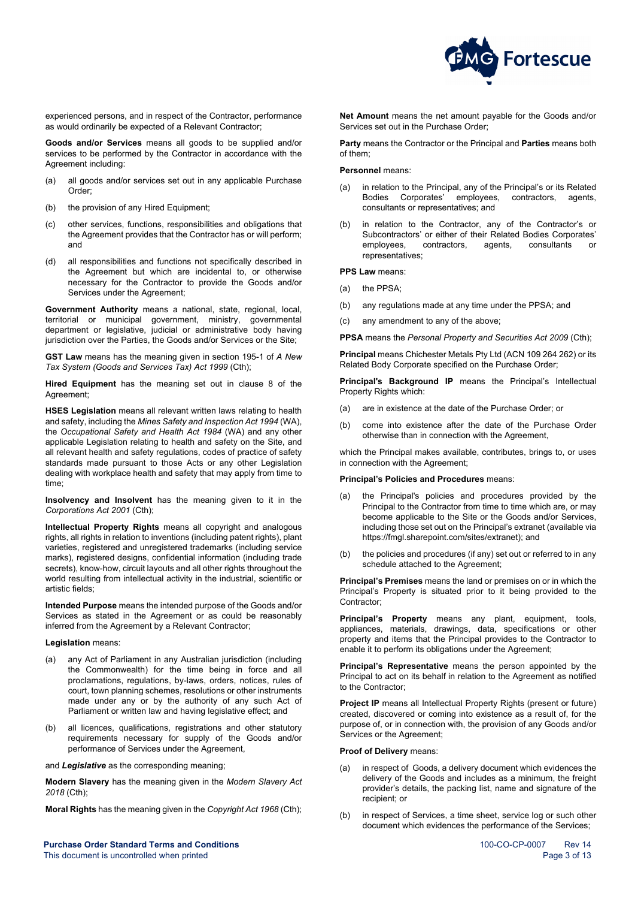experienced persons, and in respect of the Contractor, performance as would ordinarily be expected of a Relevant Contractor;

**Goods and/or Services** means all goods to be supplied and/or services to be performed by the Contractor in accordance with the Agreement including:

(a) all goods and/or services set out in any applicable Purchase Order;

(b) the provision of any Hired Equipment;

(c) other services, functions, responsibilities and obligations that the Agreement provides that the Contractor has or will perform; and

(d) all responsibilities and functions not specifically described in the Agreement but which are incidental to, or otherwise necessary for the Contractor to provide the Goods and/or Services under the Agreement;

**Government Authority** means a national, state, regional, local, territorial or municipal government, ministry, governmental department or legislative, judicial or administrative body having jurisdiction over the Parties, the Goods and/or Services or the Site;

**GST Law** means has the meaning given in section 195-1 of *A New Tax System (Goods and Services Tax) Act 1999* (Cth);

**Hired Equipment** has the meaning set out in clause 8 of the Agreement;

**HSES Legislation** means all relevant written laws relating to health and safety, including the *Mines Safety and Inspection Act 1994* (WA), the *Occupational Safety and Health Act 1984* (WA) and any other applicable Legislation relating to health and safety on the Site, and all relevant health and safety regulations, codes of practice of safety standards made pursuant to those Acts or any other Legislation dealing with workplace health and safety that may apply from time to time;

**Insolvency and Insolvent** has the meaning given to it in the *Corporations Act 2001* (Cth);

**Intellectual Property Rights** means all copyright and analogous rights, all rights in relation to inventions (including patent rights), plant varieties, registered and unregistered trademarks (including service marks), registered designs, confidential information (including trade secrets), know-how, circuit layouts and all other rights throughout the world resulting from intellectual activity in the industrial, scientific or artistic fields;

**Intended Purpose** means the intended purpose of the Goods and/or Services as stated in the Agreement or as could be reasonably inferred from the Agreement by a Relevant Contractor;

**Legislation** means:

(a) any Act of Parliament in any Australian jurisdiction (including the Commonwealth) for the time being in force and all proclamations, regulations, by-laws, orders, notices, rules of court, town planning schemes, resolutions or other instruments made under any or by the authority of any such Act of Parliament or written law and having legislative effect; and

(b) all licences, qualifications, registrations and other statutory requirements necessary for supply of the Goods and/or performance of Services under the Agreement,

and ***Legislative*** as the corresponding meaning;

**Modern Slavery** has the meaning given in the *Modern Slavery Act 2018* (Cth);

**Moral Rights** has the meaning given in the *Copyright Act 1968* (Cth);

**Net Amount** means the net amount payable for the Goods and/or Services set out in the Purchase Order;

**Party** means the Contractor or the Principal and **Parties** means both of them;

**Personnel** means:

(a) in relation to the Principal, any of the Principal's or its Related Bodies Corporates' employees, contractors, agents, consultants or representatives; and

(b) in relation to the Contractor, any of the Contractor's or Subcontractors' or either of their Related Bodies Corporates' employees, contractors, agents, consultants or representatives;

**PPS Law** means:

(a) the PPSA;

(b) any regulations made at any time under the PPSA; and

(c) any amendment to any of the above;

**PPSA** means the *Personal Property and Securities Act 2009* (Cth);

**Principal** means Chichester Metals Pty Ltd (ACN 109 264 262) or its Related Body Corporate specified on the Purchase Order;

**Principal's Background IP** means the Principal's Intellectual Property Rights which:

(a) are in existence at the date of the Purchase Order; or

(b) come into existence after the date of the Purchase Order otherwise than in connection with the Agreement,

which the Principal makes available, contributes, brings to, or uses in connection with the Agreement;

**Principal's Policies and Procedures** means:

(a) the Principal's policies and procedures provided by the Principal to the Contractor from time to time which are, or may become applicable to the Site or the Goods and/or Services, including those set out on the Principal's extranet (available via https://fmgl.sharepoint.com/sites/extranet); and

(b) the policies and procedures (if any) set out or referred to in any schedule attached to the Agreement;

**Principal's Premises** means the land or premises on or in which the Principal's Property is situated prior to it being provided to the Contractor;

**Principal's Property** means any plant, equipment, tools, appliances, materials, drawings, data, specifications or other property and items that the Principal provides to the Contractor to enable it to perform its obligations under the Agreement;

**Principal's Representative** means the person appointed by the Principal to act on its behalf in relation to the Agreement as notified to the Contractor;

**Project IP** means all Intellectual Property Rights (present or future) created, discovered or coming into existence as a result of, for the purpose of, or in connection with, the provision of any Goods and/or Services or the Agreement;

**Proof of Delivery** means:

(a) in respect of Goods, a delivery document which evidences the delivery of the Goods and includes as a minimum, the freight provider's details, the packing list, name and signature of the recipient; or

(b) in respect of Services, a time sheet, service log or such other document which evidences the performance of the Services;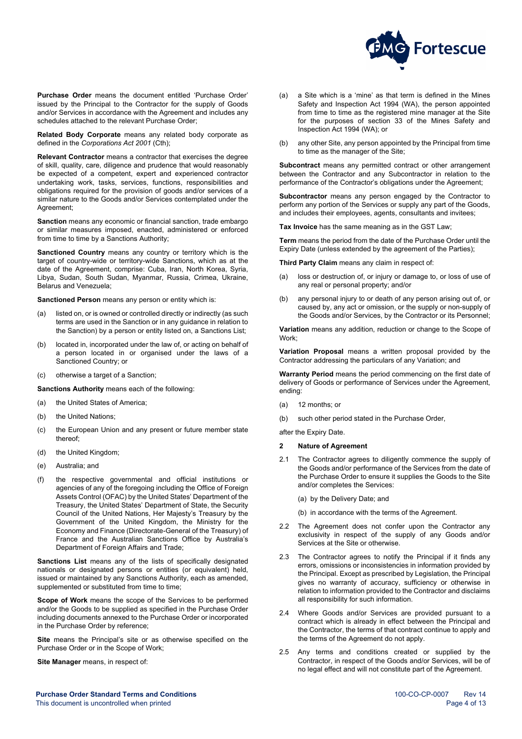**Purchase Order** means the document entitled 'Purchase Order' issued by the Principal to the Contractor for the supply of Goods and/or Services in accordance with the Agreement and includes any schedules attached to the relevant Purchase Order;

**Related Body Corporate** means any related body corporate as defined in the *Corporations Act 2001* (Cth);

**Relevant Contractor** means a contractor that exercises the degree of skill, quality, care, diligence and prudence that would reasonably be expected of a competent, expert and experienced contractor undertaking work, tasks, services, functions, responsibilities and obligations required for the provision of goods and/or services of a similar nature to the Goods and/or Services contemplated under the Agreement;

**Sanction** means any economic or financial sanction, trade embargo or similar measures imposed, enacted, administered or enforced from time to time by a Sanctions Authority;

**Sanctioned Country** means any country or territory which is the target of country-wide or territory-wide Sanctions, which as at the date of the Agreement, comprise: Cuba, Iran, North Korea, Syria, Libya, Sudan, South Sudan, Myanmar, Russia, Crimea, Ukraine, Belarus and Venezuela;

**Sanctioned Person** means any person or entity which is:

(a) listed on, or is owned or controlled directly or indirectly (as such terms are used in the Sanction or in any guidance in relation to the Sanction) by a person or entity listed on, a Sanctions List;

(b) located in, incorporated under the law of, or acting on behalf of a person located in or organised under the laws of a Sanctioned Country; or

(c) otherwise a target of a Sanction;

**Sanctions Authority** means each of the following:

(a) the United States of America;

(b) the United Nations;

(c) the European Union and any present or future member state thereof;

(d) the United Kingdom;

(e) Australia; and

(f) the respective governmental and official institutions or agencies of any of the foregoing including the Office of Foreign Assets Control (OFAC) by the United States' Department of the Treasury, the United States' Department of State, the Security Council of the United Nations, Her Majesty's Treasury by the Government of the United Kingdom, the Ministry for the Economy and Finance (Directorate-General of the Treasury) of France and the Australian Sanctions Office by Australia's Department of Foreign Affairs and Trade;

**Sanctions List** means any of the lists of specifically designated nationals or designated persons or entities (or equivalent) held, issued or maintained by any Sanctions Authority, each as amended, supplemented or substituted from time to time;

**Scope of Work** means the scope of the Services to be performed and/or the Goods to be supplied as specified in the Purchase Order including documents annexed to the Purchase Order or incorporated in the Purchase Order by reference;

**Site** means the Principal's site or as otherwise specified on the Purchase Order or in the Scope of Work;

**Site Manager** means, in respect of:

(a) a Site which is a 'mine' as that term is defined in the Mines Safety and Inspection Act 1994 (WA), the person appointed from time to time as the registered mine manager at the Site for the purposes of section 33 of the Mines Safety and Inspection Act 1994 (WA); or

(b) any other Site, any person appointed by the Principal from time to time as the manager of the Site;

**Subcontract** means any permitted contract or other arrangement between the Contractor and any Subcontractor in relation to the performance of the Contractor's obligations under the Agreement;

**Subcontractor** means any person engaged by the Contractor to perform any portion of the Services or supply any part of the Goods, and includes their employees, agents, consultants and invitees;

**Tax Invoice** has the same meaning as in the GST Law;

**Term** means the period from the date of the Purchase Order until the Expiry Date (unless extended by the agreement of the Parties);

**Third Party Claim** means any claim in respect of:

(a) loss or destruction of, or injury or damage to, or loss of use of any real or personal property; and/or

(b) any personal injury to or death of any person arising out of, or caused by, any act or omission, or the supply or non-supply of the Goods and/or Services, by the Contractor or its Personnel;

**Variation** means any addition, reduction or change to the Scope of Work;

**Variation Proposal** means a written proposal provided by the Contractor addressing the particulars of any Variation; and

**Warranty Period** means the period commencing on the first date of delivery of Goods or performance of Services under the Agreement, ending:

(a) 12 months; or

(b) such other period stated in the Purchase Order,

after the Expiry Date.

## 2 Nature of Agreement

2.1 The Contractor agrees to diligently commence the supply of the Goods and/or performance of the Services from the date of the Purchase Order to ensure it supplies the Goods to the Site and/or completes the Services:

(a) by the Delivery Date; and

(b) in accordance with the terms of the Agreement.

2.2 The Agreement does not confer upon the Contractor any exclusivity in respect of the supply of any Goods and/or Services at the Site or otherwise.

2.3 The Contractor agrees to notify the Principal if it finds any errors, omissions or inconsistencies in information provided by the Principal. Except as prescribed by Legislation, the Principal gives no warranty of accuracy, sufficiency or otherwise in relation to information provided to the Contractor and disclaims all responsibility for such information.

2.4 Where Goods and/or Services are provided pursuant to a contract which is already in effect between the Principal and the Contractor, the terms of that contract continue to apply and the terms of the Agreement do not apply.

2.5 Any terms and conditions created or supplied by the Contractor, in respect of the Goods and/or Services, will be of no legal effect and will not constitute part of the Agreement.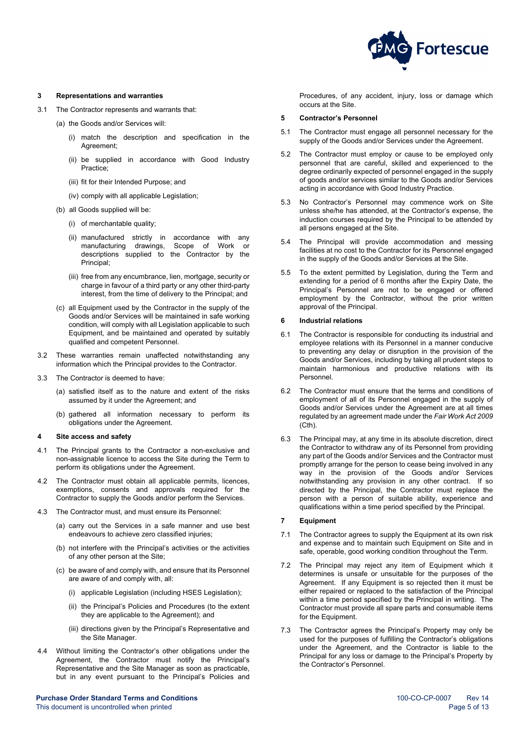### 3 Representations and warranties

3.1 The Contractor represents and warrants that:

(a) the Goods and/or Services will:

(i) match the description and specification in the Agreement;

(ii) be supplied in accordance with Good Industry Practice;

(iii) fit for their Intended Purpose; and

(iv) comply with all applicable Legislation;

(b) all Goods supplied will be:

(i) of merchantable quality;

(ii) manufactured strictly in accordance with any manufacturing drawings, Scope of Work or descriptions supplied to the Contractor by the Principal;

(iii) free from any encumbrance, lien, mortgage, security or charge in favour of a third party or any other third-party interest, from the time of delivery to the Principal; and

(c) all Equipment used by the Contractor in the supply of the Goods and/or Services will be maintained in safe working condition, will comply with all Legislation applicable to such Equipment, and be maintained and operated by suitably qualified and competent Personnel.

3.2 These warranties remain unaffected notwithstanding any information which the Principal provides to the Contractor.

3.3 The Contractor is deemed to have:

(a) satisfied itself as to the nature and extent of the risks assumed by it under the Agreement; and

(b) gathered all information necessary to perform its obligations under the Agreement.

### 4 Site access and safety

4.1 The Principal grants to the Contractor a non-exclusive and non-assignable licence to access the Site during the Term to perform its obligations under the Agreement.

4.2 The Contractor must obtain all applicable permits, licences, exemptions, consents and approvals required for the Contractor to supply the Goods and/or perform the Services.

4.3 The Contractor must, and must ensure its Personnel:

(a) carry out the Services in a safe manner and use best endeavours to achieve zero classified injuries;

(b) not interfere with the Principal's activities or the activities of any other person at the Site;

(c) be aware of and comply with, and ensure that its Personnel are aware of and comply with, all:

(i) applicable Legislation (including HSES Legislation);

(ii) the Principal's Policies and Procedures (to the extent they are applicable to the Agreement); and

(iii) directions given by the Principal's Representative and the Site Manager.

4.4 Without limiting the Contractor's other obligations under the Agreement, the Contractor must notify the Principal's Representative and the Site Manager as soon as practicable, but in any event pursuant to the Principal's Policies and Procedures, of any accident, injury, loss or damage which occurs at the Site.

### 5 Contractor's Personnel

5.1 The Contractor must engage all personnel necessary for the supply of the Goods and/or Services under the Agreement.

5.2 The Contractor must employ or cause to be employed only personnel that are careful, skilled and experienced to the degree ordinarily expected of personnel engaged in the supply of goods and/or services similar to the Goods and/or Services acting in accordance with Good Industry Practice.

5.3 No Contractor's Personnel may commence work on Site unless she/he has attended, at the Contractor's expense, the induction courses required by the Principal to be attended by all persons engaged at the Site.

5.4 The Principal will provide accommodation and messing facilities at no cost to the Contractor for its Personnel engaged in the supply of the Goods and/or Services at the Site.

5.5 To the extent permitted by Legislation, during the Term and extending for a period of 6 months after the Expiry Date, the Principal's Personnel are not to be engaged or offered employment by the Contractor, without the prior written approval of the Principal.

### 6 Industrial relations

6.1 The Contractor is responsible for conducting its industrial and employee relations with its Personnel in a manner conducive to preventing any delay or disruption in the provision of the Goods and/or Services, including by taking all prudent steps to maintain harmonious and productive relations with its Personnel.

6.2 The Contractor must ensure that the terms and conditions of employment of all of its Personnel engaged in the supply of Goods and/or Services under the Agreement are at all times regulated by an agreement made under the *Fair Work Act 2009* (Cth).

6.3 The Principal may, at any time in its absolute discretion, direct the Contractor to withdraw any of its Personnel from providing any part of the Goods and/or Services and the Contractor must promptly arrange for the person to cease being involved in any way in the provision of the Goods and/or Services notwithstanding any provision in any other contract. If so directed by the Principal, the Contractor must replace the person with a person of suitable ability, experience and qualifications within a time period specified by the Principal.

### 7 Equipment

7.1 The Contractor agrees to supply the Equipment at its own risk and expense and to maintain such Equipment on Site and in safe, operable, good working condition throughout the Term.

7.2 The Principal may reject any item of Equipment which it determines is unsafe or unsuitable for the purposes of the Agreement. If any Equipment is so rejected then it must be either repaired or replaced to the satisfaction of the Principal within a time period specified by the Principal in writing. The Contractor must provide all spare parts and consumable items for the Equipment.

7.3 The Contractor agrees the Principal's Property may only be used for the purposes of fulfilling the Contractor's obligations under the Agreement, and the Contractor is liable to the Principal for any loss or damage to the Principal's Property by the Contractor's Personnel.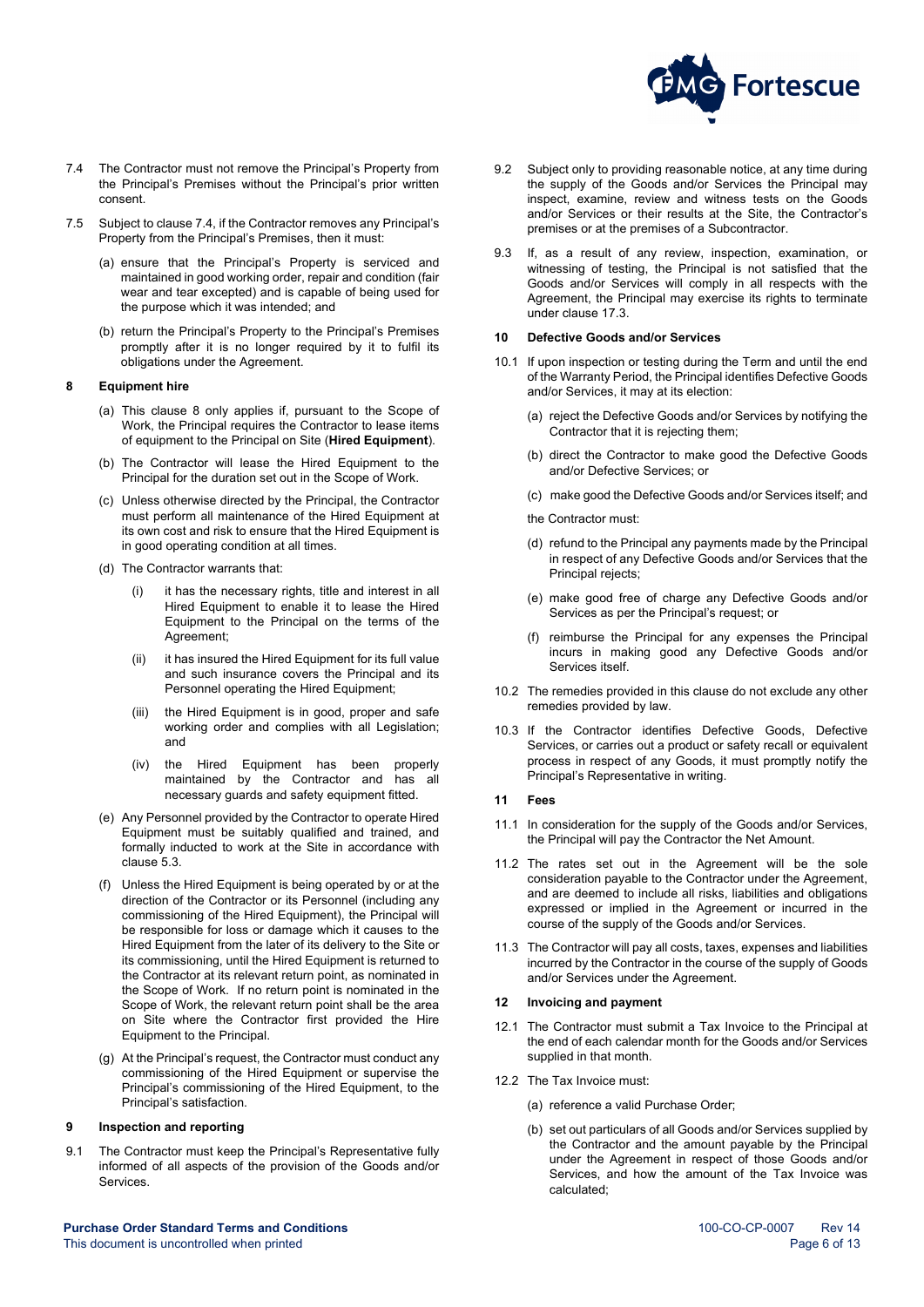7.4 The Contractor must not remove the Principal's Property from the Principal's Premises without the Principal's prior written consent.

7.5 Subject to clause 7.4, if the Contractor removes any Principal's Property from the Principal's Premises, then it must:

(a) ensure that the Principal's Property is serviced and maintained in good working order, repair and condition (fair wear and tear excepted) and is capable of being used for the purpose which it was intended; and

(b) return the Principal's Property to the Principal's Premises promptly after it is no longer required by it to fulfil its obligations under the Agreement.

## 8 Equipment hire

(a) This clause 8 only applies if, pursuant to the Scope of Work, the Principal requires the Contractor to lease items of equipment to the Principal on Site (**Hired Equipment**).

(b) The Contractor will lease the Hired Equipment to the Principal for the duration set out in the Scope of Work.

(c) Unless otherwise directed by the Principal, the Contractor must perform all maintenance of the Hired Equipment at its own cost and risk to ensure that the Hired Equipment is in good operating condition at all times.

(d) The Contractor warrants that:

(i) it has the necessary rights, title and interest in all Hired Equipment to enable it to lease the Hired Equipment to the Principal on the terms of the Agreement;

(ii) it has insured the Hired Equipment for its full value and such insurance covers the Principal and its Personnel operating the Hired Equipment;

(iii) the Hired Equipment is in good, proper and safe working order and complies with all Legislation; and

(iv) the Hired Equipment has been properly maintained by the Contractor and has all necessary guards and safety equipment fitted.

(e) Any Personnel provided by the Contractor to operate Hired Equipment must be suitably qualified and trained, and formally inducted to work at the Site in accordance with clause 5.3.

(f) Unless the Hired Equipment is being operated by or at the direction of the Contractor or its Personnel (including any commissioning of the Hired Equipment), the Principal will be responsible for loss or damage which it causes to the Hired Equipment from the later of its delivery to the Site or its commissioning, until the Hired Equipment is returned to the Contractor at its relevant return point, as nominated in the Scope of Work. If no return point is nominated in the Scope of Work, the relevant return point shall be the area on Site where the Contractor first provided the Hire Equipment to the Principal.

(g) At the Principal's request, the Contractor must conduct any commissioning of the Hired Equipment or supervise the Principal's commissioning of the Hired Equipment, to the Principal's satisfaction.

## 9 Inspection and reporting

9.1 The Contractor must keep the Principal's Representative fully informed of all aspects of the provision of the Goods and/or Services.

9.2 Subject only to providing reasonable notice, at any time during the supply of the Goods and/or Services the Principal may inspect, examine, review and witness tests on the Goods and/or Services or their results at the Site, the Contractor's premises or at the premises of a Subcontractor.

9.3 If, as a result of any review, inspection, examination, or witnessing of testing, the Principal is not satisfied that the Goods and/or Services will comply in all respects with the Agreement, the Principal may exercise its rights to terminate under clause 17.3.

## 10 Defective Goods and/or Services

10.1 If upon inspection or testing during the Term and until the end of the Warranty Period, the Principal identifies Defective Goods and/or Services, it may at its election:

(a) reject the Defective Goods and/or Services by notifying the Contractor that it is rejecting them;

(b) direct the Contractor to make good the Defective Goods and/or Defective Services; or

(c) make good the Defective Goods and/or Services itself; and

the Contractor must:

(d) refund to the Principal any payments made by the Principal in respect of any Defective Goods and/or Services that the Principal rejects;

(e) make good free of charge any Defective Goods and/or Services as per the Principal's request; or

(f) reimburse the Principal for any expenses the Principal incurs in making good any Defective Goods and/or Services itself.

10.2 The remedies provided in this clause do not exclude any other remedies provided by law.

10.3 If the Contractor identifies Defective Goods, Defective Services, or carries out a product or safety recall or equivalent process in respect of any Goods, it must promptly notify the Principal's Representative in writing.

## 11 Fees

11.1 In consideration for the supply of the Goods and/or Services, the Principal will pay the Contractor the Net Amount.

11.2 The rates set out in the Agreement will be the sole consideration payable to the Contractor under the Agreement, and are deemed to include all risks, liabilities and obligations expressed or implied in the Agreement or incurred in the course of the supply of the Goods and/or Services.

11.3 The Contractor will pay all costs, taxes, expenses and liabilities incurred by the Contractor in the course of the supply of Goods and/or Services under the Agreement.

## 12 Invoicing and payment

12.1 The Contractor must submit a Tax Invoice to the Principal at the end of each calendar month for the Goods and/or Services supplied in that month.

12.2 The Tax Invoice must:

(a) reference a valid Purchase Order;

(b) set out particulars of all Goods and/or Services supplied by the Contractor and the amount payable by the Principal under the Agreement in respect of those Goods and/or Services, and how the amount of the Tax Invoice was calculated;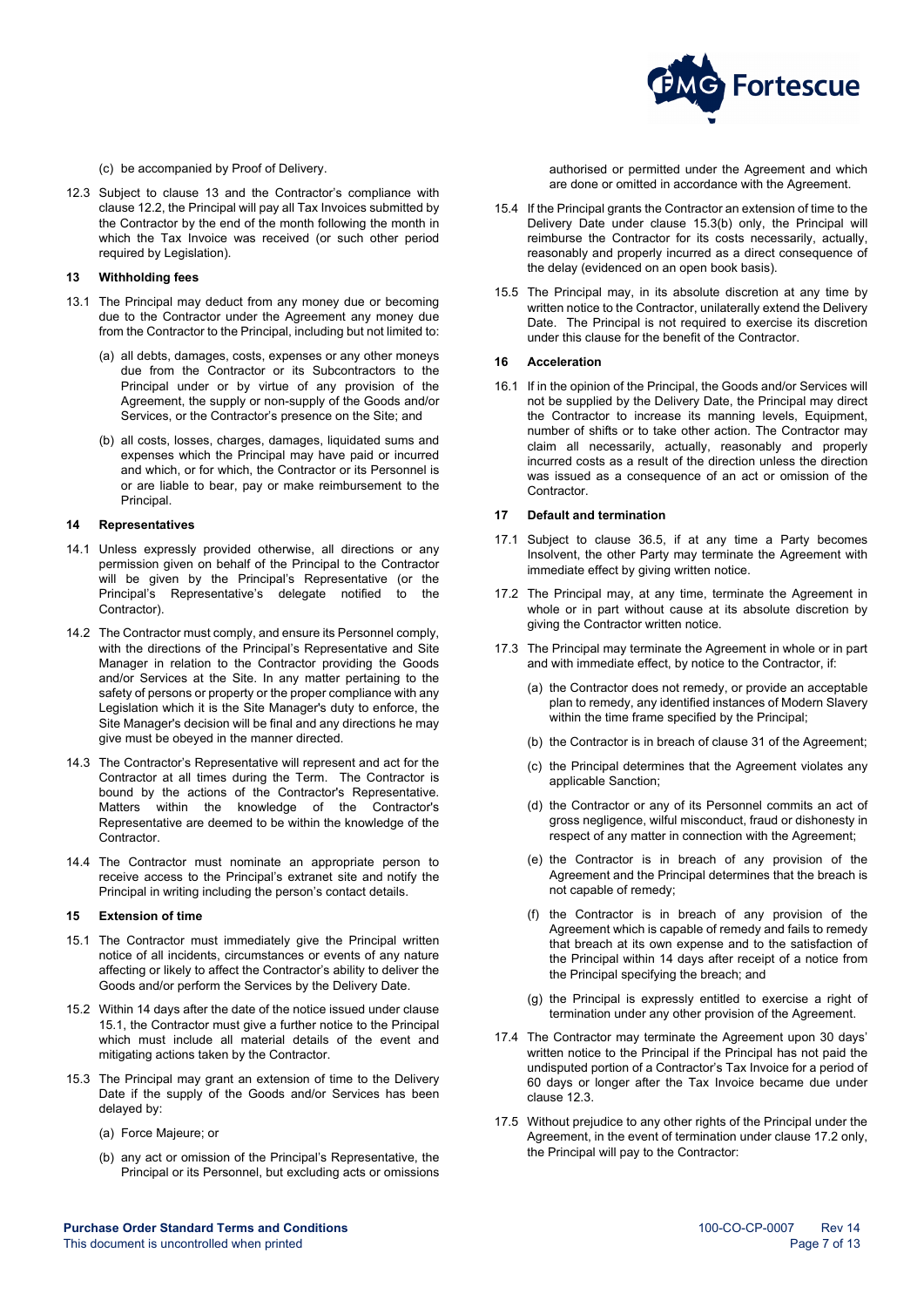(c) be accompanied by Proof of Delivery.

12.3 Subject to clause 13 and the Contractor's compliance with clause 12.2, the Principal will pay all Tax Invoices submitted by the Contractor by the end of the month following the month in which the Tax Invoice was received (or such other period required by Legislation).

## 13 Withholding fees

13.1 The Principal may deduct from any money due or becoming due to the Contractor under the Agreement any money due from the Contractor to the Principal, including but not limited to:

(a) all debts, damages, costs, expenses or any other moneys due from the Contractor or its Subcontractors to the Principal under or by virtue of any provision of the Agreement, the supply or non-supply of the Goods and/or Services, or the Contractor's presence on the Site; and

(b) all costs, losses, charges, damages, liquidated sums and expenses which the Principal may have paid or incurred and which, or for which, the Contractor or its Personnel is or are liable to bear, pay or make reimbursement to the Principal.

## 14 Representatives

14.1 Unless expressly provided otherwise, all directions or any permission given on behalf of the Principal to the Contractor will be given by the Principal's Representative (or the Principal's Representative's delegate notified to the Contractor).

14.2 The Contractor must comply, and ensure its Personnel comply, with the directions of the Principal's Representative and Site Manager in relation to the Contractor providing the Goods and/or Services at the Site. In any matter pertaining to the safety of persons or property or the proper compliance with any Legislation which it is the Site Manager's duty to enforce, the Site Manager's decision will be final and any directions he may give must be obeyed in the manner directed.

14.3 The Contractor's Representative will represent and act for the Contractor at all times during the Term. The Contractor is bound by the actions of the Contractor's Representative. Matters within the knowledge of the Contractor's Representative are deemed to be within the knowledge of the Contractor.

14.4 The Contractor must nominate an appropriate person to receive access to the Principal's extranet site and notify the Principal in writing including the person's contact details.

## 15 Extension of time

15.1 The Contractor must immediately give the Principal written notice of all incidents, circumstances or events of any nature affecting or likely to affect the Contractor's ability to deliver the Goods and/or perform the Services by the Delivery Date.

15.2 Within 14 days after the date of the notice issued under clause 15.1, the Contractor must give a further notice to the Principal which must include all material details of the event and mitigating actions taken by the Contractor.

15.3 The Principal may grant an extension of time to the Delivery Date if the supply of the Goods and/or Services has been delayed by:

(a) Force Majeure; or

(b) any act or omission of the Principal's Representative, the Principal or its Personnel, but excluding acts or omissions authorised or permitted under the Agreement and which are done or omitted in accordance with the Agreement.

15.4 If the Principal grants the Contractor an extension of time to the Delivery Date under clause 15.3(b) only, the Principal will reimburse the Contractor for its costs necessarily, actually, reasonably and properly incurred as a direct consequence of the delay (evidenced on an open book basis).

15.5 The Principal may, in its absolute discretion at any time by written notice to the Contractor, unilaterally extend the Delivery Date. The Principal is not required to exercise its discretion under this clause for the benefit of the Contractor.

## 16 Acceleration

16.1 If in the opinion of the Principal, the Goods and/or Services will not be supplied by the Delivery Date, the Principal may direct the Contractor to increase its manning levels, Equipment, number of shifts or to take other action. The Contractor may claim all necessarily, actually, reasonably and properly incurred costs as a result of the direction unless the direction was issued as a consequence of an act or omission of the Contractor.

## 17 Default and termination

17.1 Subject to clause 36.5, if at any time a Party becomes Insolvent, the other Party may terminate the Agreement with immediate effect by giving written notice.

17.2 The Principal may, at any time, terminate the Agreement in whole or in part without cause at its absolute discretion by giving the Contractor written notice.

17.3 The Principal may terminate the Agreement in whole or in part and with immediate effect, by notice to the Contractor, if:

(a) the Contractor does not remedy, or provide an acceptable plan to remedy, any identified instances of Modern Slavery within the time frame specified by the Principal;

(b) the Contractor is in breach of clause 31 of the Agreement;

(c) the Principal determines that the Agreement violates any applicable Sanction;

(d) the Contractor or any of its Personnel commits an act of gross negligence, wilful misconduct, fraud or dishonesty in respect of any matter in connection with the Agreement;

(e) the Contractor is in breach of any provision of the Agreement and the Principal determines that the breach is not capable of remedy;

(f) the Contractor is in breach of any provision of the Agreement which is capable of remedy and fails to remedy that breach at its own expense and to the satisfaction of the Principal within 14 days after receipt of a notice from the Principal specifying the breach; and

(g) the Principal is expressly entitled to exercise a right of termination under any other provision of the Agreement.

17.4 The Contractor may terminate the Agreement upon 30 days' written notice to the Principal if the Principal has not paid the undisputed portion of a Contractor's Tax Invoice for a period of 60 days or longer after the Tax Invoice became due under clause 12.3.

17.5 Without prejudice to any other rights of the Principal under the Agreement, in the event of termination under clause 17.2 only, the Principal will pay to the Contractor: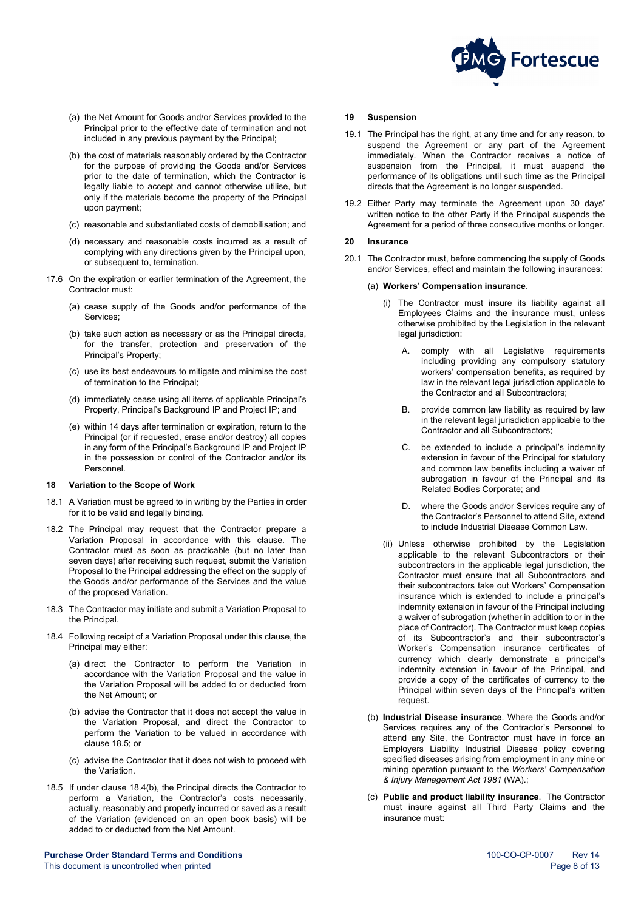(a) the Net Amount for Goods and/or Services provided to the Principal prior to the effective date of termination and not included in any previous payment by the Principal;

(b) the cost of materials reasonably ordered by the Contractor for the purpose of providing the Goods and/or Services prior to the date of termination, which the Contractor is legally liable to accept and cannot otherwise utilise, but only if the materials become the property of the Principal upon payment;

(c) reasonable and substantiated costs of demobilisation; and

(d) necessary and reasonable costs incurred as a result of complying with any directions given by the Principal upon, or subsequent to, termination.

17.6 On the expiration or earlier termination of the Agreement, the Contractor must:

(a) cease supply of the Goods and/or performance of the Services;

(b) take such action as necessary or as the Principal directs, for the transfer, protection and preservation of the Principal's Property;

(c) use its best endeavours to mitigate and minimise the cost of termination to the Principal;

(d) immediately cease using all items of applicable Principal's Property, Principal's Background IP and Project IP; and

(e) within 14 days after termination or expiration, return to the Principal (or if requested, erase and/or destroy) all copies in any form of the Principal's Background IP and Project IP in the possession or control of the Contractor and/or its Personnel.

**18 Variation to the Scope of Work**

18.1 A Variation must be agreed to in writing by the Parties in order for it to be valid and legally binding.

18.2 The Principal may request that the Contractor prepare a Variation Proposal in accordance with this clause. The Contractor must as soon as practicable (but no later than seven days) after receiving such request, submit the Variation Proposal to the Principal addressing the effect on the supply of the Goods and/or performance of the Services and the value of the proposed Variation.

18.3 The Contractor may initiate and submit a Variation Proposal to the Principal.

18.4 Following receipt of a Variation Proposal under this clause, the Principal may either:

(a) direct the Contractor to perform the Variation in accordance with the Variation Proposal and the value in the Variation Proposal will be added to or deducted from the Net Amount; or

(b) advise the Contractor that it does not accept the value in the Variation Proposal, and direct the Contractor to perform the Variation to be valued in accordance with clause 18.5; or

(c) advise the Contractor that it does not wish to proceed with the Variation.

18.5 If under clause 18.4(b), the Principal directs the Contractor to perform a Variation, the Contractor's costs necessarily, actually, reasonably and properly incurred or saved as a result of the Variation (evidenced on an open book basis) will be added to or deducted from the Net Amount.

**19 Suspension**

19.1 The Principal has the right, at any time and for any reason, to suspend the Agreement or any part of the Agreement immediately. When the Contractor receives a notice of suspension from the Principal, it must suspend the performance of its obligations until such time as the Principal directs that the Agreement is no longer suspended.

19.2 Either Party may terminate the Agreement upon 30 days' written notice to the other Party if the Principal suspends the Agreement for a period of three consecutive months or longer.

**20 Insurance**

20.1 The Contractor must, before commencing the supply of Goods and/or Services, effect and maintain the following insurances:

(a) **Workers' Compensation insurance**.

(i) The Contractor must insure its liability against all Employees Claims and the insurance must, unless otherwise prohibited by the Legislation in the relevant legal jurisdiction:

A. comply with all Legislative requirements including providing any compulsory statutory workers' compensation benefits, as required by law in the relevant legal jurisdiction applicable to the Contractor and all Subcontractors;

B. provide common law liability as required by law in the relevant legal jurisdiction applicable to the Contractor and all Subcontractors;

C. be extended to include a principal's indemnity extension in favour of the Principal for statutory and common law benefits including a waiver of subrogation in favour of the Principal and its Related Bodies Corporate; and

D. where the Goods and/or Services require any of the Contractor's Personnel to attend Site, extend to include Industrial Disease Common Law.

(ii) Unless otherwise prohibited by the Legislation applicable to the relevant Subcontractors or their subcontractors in the applicable legal jurisdiction, the Contractor must ensure that all Subcontractors and their subcontractors take out Workers' Compensation insurance which is extended to include a principal's indemnity extension in favour of the Principal including a waiver of subrogation (whether in addition to or in the place of Contractor). The Contractor must keep copies of its Subcontractor's and their subcontractor's Worker's Compensation insurance certificates of currency which clearly demonstrate a principal's indemnity extension in favour of the Principal, and provide a copy of the certificates of currency to the Principal within seven days of the Principal's written request.

(b) **Industrial Disease insurance**. Where the Goods and/or Services requires any of the Contractor's Personnel to attend any Site, the Contractor must have in force an Employers Liability Industrial Disease policy covering specified diseases arising from employment in any mine or mining operation pursuant to the *Workers' Compensation & Injury Management Act 1981* (WA).;

(c) **Public and product liability insurance**. The Contractor must insure against all Third Party Claims and the insurance must: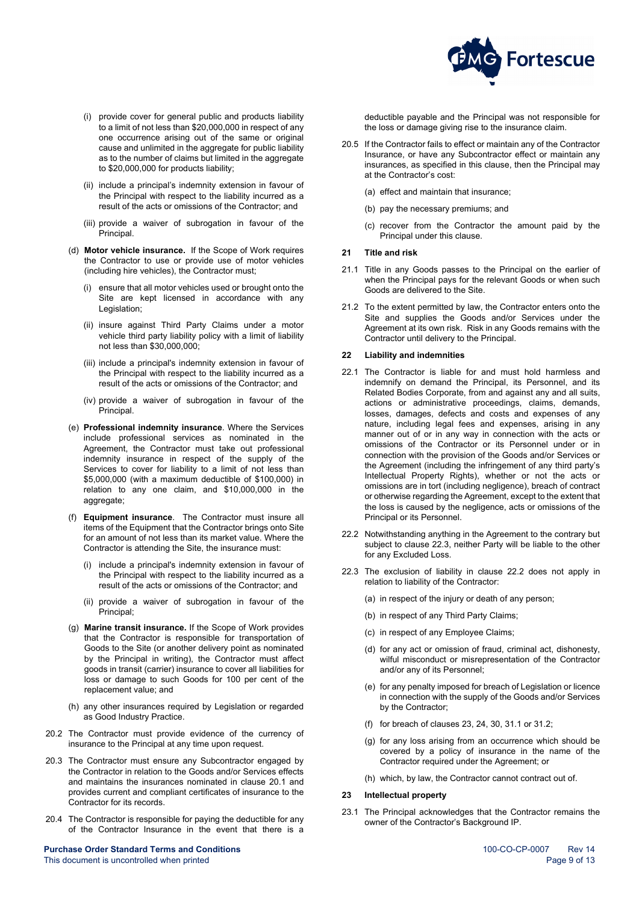(i) provide cover for general public and products liability to a limit of not less than $20,000,000 in respect of any one occurrence arising out of the same or original cause and unlimited in the aggregate for public liability as to the number of claims but limited in the aggregate to $20,000,000 for products liability;

(ii) include a principal's indemnity extension in favour of the Principal with respect to the liability incurred as a result of the acts or omissions of the Contractor; and

(iii) provide a waiver of subrogation in favour of the Principal.

(d) **Motor vehicle insurance.** If the Scope of Work requires the Contractor to use or provide use of motor vehicles (including hire vehicles), the Contractor must;

(i) ensure that all motor vehicles used or brought onto the Site are kept licensed in accordance with any Legislation;

(ii) insure against Third Party Claims under a motor vehicle third party liability policy with a limit of liability not less than $30,000,000;

(iii) include a principal's indemnity extension in favour of the Principal with respect to the liability incurred as a result of the acts or omissions of the Contractor; and

(iv) provide a waiver of subrogation in favour of the Principal.

(e) **Professional indemnity insurance**. Where the Services include professional services as nominated in the Agreement, the Contractor must take out professional indemnity insurance in respect of the supply of the Services to cover for liability to a limit of not less than $5,000,000 (with a maximum deductible of $100,000) in relation to any one claim, and $10,000,000 in the aggregate;

(f) **Equipment insurance**. The Contractor must insure all items of the Equipment that the Contractor brings onto Site for an amount of not less than its market value. Where the Contractor is attending the Site, the insurance must:

(i) include a principal's indemnity extension in favour of the Principal with respect to the liability incurred as a result of the acts or omissions of the Contractor; and

(ii) provide a waiver of subrogation in favour of the Principal;

(g) **Marine transit insurance.** If the Scope of Work provides that the Contractor is responsible for transportation of Goods to the Site (or another delivery point as nominated by the Principal in writing), the Contractor must affect goods in transit (carrier) insurance to cover all liabilities for loss or damage to such Goods for 100 per cent of the replacement value; and

(h) any other insurances required by Legislation or regarded as Good Industry Practice.

20.2 The Contractor must provide evidence of the currency of insurance to the Principal at any time upon request.

20.3 The Contractor must ensure any Subcontractor engaged by the Contractor in relation to the Goods and/or Services effects and maintains the insurances nominated in clause 20.1 and provides current and compliant certificates of insurance to the Contractor for its records.

20.4 The Contractor is responsible for paying the deductible for any of the Contractor Insurance in the event that there is a deductible payable and the Principal was not responsible for the loss or damage giving rise to the insurance claim.

20.5 If the Contractor fails to effect or maintain any of the Contractor Insurance, or have any Subcontractor effect or maintain any insurances, as specified in this clause, then the Principal may at the Contractor's cost:

(a) effect and maintain that insurance;

(b) pay the necessary premiums; and

(c) recover from the Contractor the amount paid by the Principal under this clause.

## 21 Title and risk

21.1 Title in any Goods passes to the Principal on the earlier of when the Principal pays for the relevant Goods or when such Goods are delivered to the Site.

21.2 To the extent permitted by law, the Contractor enters onto the Site and supplies the Goods and/or Services under the Agreement at its own risk. Risk in any Goods remains with the Contractor until delivery to the Principal.

## 22 Liability and indemnities

22.1 The Contractor is liable for and must hold harmless and indemnify on demand the Principal, its Personnel, and its Related Bodies Corporate, from and against any and all suits, actions or administrative proceedings, claims, demands, losses, damages, defects and costs and expenses of any nature, including legal fees and expenses, arising in any manner out of or in any way in connection with the acts or omissions of the Contractor or its Personnel under or in connection with the provision of the Goods and/or Services or the Agreement (including the infringement of any third party's Intellectual Property Rights), whether or not the acts or omissions are in tort (including negligence), breach of contract or otherwise regarding the Agreement, except to the extent that the loss is caused by the negligence, acts or omissions of the Principal or its Personnel.

22.2 Notwithstanding anything in the Agreement to the contrary but subject to clause 22.3, neither Party will be liable to the other for any Excluded Loss.

22.3 The exclusion of liability in clause 22.2 does not apply in relation to liability of the Contractor:

(a) in respect of the injury or death of any person;

(b) in respect of any Third Party Claims;

(c) in respect of any Employee Claims;

(d) for any act or omission of fraud, criminal act, dishonesty, wilful misconduct or misrepresentation of the Contractor and/or any of its Personnel;

(e) for any penalty imposed for breach of Legislation or licence in connection with the supply of the Goods and/or Services by the Contractor;

(f) for breach of clauses 23, 24, 30, 31.1 or 31.2;

(g) for any loss arising from an occurrence which should be covered by a policy of insurance in the name of the Contractor required under the Agreement; or

(h) which, by law, the Contractor cannot contract out of.

## 23 Intellectual property

23.1 The Principal acknowledges that the Contractor remains the owner of the Contractor's Background IP.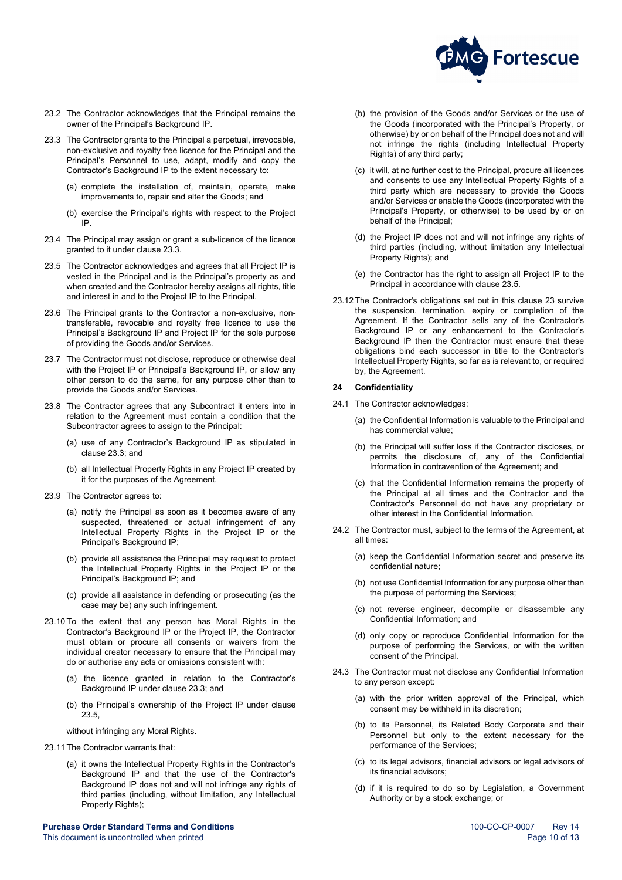23.2 The Contractor acknowledges that the Principal remains the owner of the Principal's Background IP.

23.3 The Contractor grants to the Principal a perpetual, irrevocable, non-exclusive and royalty free licence for the Principal and the Principal's Personnel to use, adapt, modify and copy the Contractor's Background IP to the extent necessary to:

(a) complete the installation of, maintain, operate, make improvements to, repair and alter the Goods; and

(b) exercise the Principal's rights with respect to the Project IP.

23.4 The Principal may assign or grant a sub-licence of the licence granted to it under clause 23.3.

23.5 The Contractor acknowledges and agrees that all Project IP is vested in the Principal and is the Principal's property as and when created and the Contractor hereby assigns all rights, title and interest in and to the Project IP to the Principal.

23.6 The Principal grants to the Contractor a non-exclusive, non-transferable, revocable and royalty free licence to use the Principal's Background IP and Project IP for the sole purpose of providing the Goods and/or Services.

23.7 The Contractor must not disclose, reproduce or otherwise deal with the Project IP or Principal's Background IP, or allow any other person to do the same, for any purpose other than to provide the Goods and/or Services.

23.8 The Contractor agrees that any Subcontract it enters into in relation to the Agreement must contain a condition that the Subcontractor agrees to assign to the Principal:

(a) use of any Contractor's Background IP as stipulated in clause 23.3; and

(b) all Intellectual Property Rights in any Project IP created by it for the purposes of the Agreement.

23.9 The Contractor agrees to:

(a) notify the Principal as soon as it becomes aware of any suspected, threatened or actual infringement of any Intellectual Property Rights in the Project IP or the Principal's Background IP;

(b) provide all assistance the Principal may request to protect the Intellectual Property Rights in the Project IP or the Principal's Background IP; and

(c) provide all assistance in defending or prosecuting (as the case may be) any such infringement.

23.10 To the extent that any person has Moral Rights in the Contractor's Background IP or the Project IP, the Contractor must obtain or procure all consents or waivers from the individual creator necessary to ensure that the Principal may do or authorise any acts or omissions consistent with:

(a) the licence granted in relation to the Contractor's Background IP under clause 23.3; and

(b) the Principal's ownership of the Project IP under clause 23.5,

without infringing any Moral Rights.

23.11 The Contractor warrants that:

(a) it owns the Intellectual Property Rights in the Contractor's Background IP and that the use of the Contractor's Background IP does not and will not infringe any rights of third parties (including, without limitation, any Intellectual Property Rights);

(b) the provision of the Goods and/or Services or the use of the Goods (incorporated with the Principal's Property, or otherwise) by or on behalf of the Principal does not and will not infringe the rights (including Intellectual Property Rights) of any third party;

(c) it will, at no further cost to the Principal, procure all licences and consents to use any Intellectual Property Rights of a third party which are necessary to provide the Goods and/or Services or enable the Goods (incorporated with the Principal's Property, or otherwise) to be used by or on behalf of the Principal;

(d) the Project IP does not and will not infringe any rights of third parties (including, without limitation any Intellectual Property Rights); and

(e) the Contractor has the right to assign all Project IP to the Principal in accordance with clause 23.5.

23.12 The Contractor's obligations set out in this clause 23 survive the suspension, termination, expiry or completion of the Agreement. If the Contractor sells any of the Contractor's Background IP or any enhancement to the Contractor's Background IP then the Contractor must ensure that these obligations bind each successor in title to the Contractor's Intellectual Property Rights, so far as is relevant to, or required by, the Agreement.

## 24 Confidentiality

24.1 The Contractor acknowledges:

(a) the Confidential Information is valuable to the Principal and has commercial value;

(b) the Principal will suffer loss if the Contractor discloses, or permits the disclosure of, any of the Confidential Information in contravention of the Agreement; and

(c) that the Confidential Information remains the property of the Principal at all times and the Contractor and the Contractor's Personnel do not have any proprietary or other interest in the Confidential Information.

24.2 The Contractor must, subject to the terms of the Agreement, at all times:

(a) keep the Confidential Information secret and preserve its confidential nature;

(b) not use Confidential Information for any purpose other than the purpose of performing the Services;

(c) not reverse engineer, decompile or disassemble any Confidential Information; and

(d) only copy or reproduce Confidential Information for the purpose of performing the Services, or with the written consent of the Principal.

24.3 The Contractor must not disclose any Confidential Information to any person except:

(a) with the prior written approval of the Principal, which consent may be withheld in its discretion;

(b) to its Personnel, its Related Body Corporate and their Personnel but only to the extent necessary for the performance of the Services;

(c) to its legal advisors, financial advisors or legal advisors of its financial advisors;

(d) if it is required to do so by Legislation, a Government Authority or by a stock exchange; or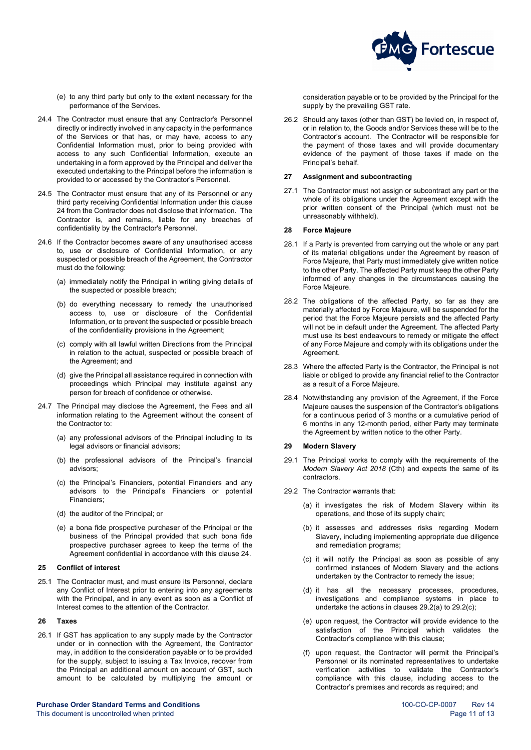(e) to any third party but only to the extent necessary for the performance of the Services.

24.4 The Contractor must ensure that any Contractor's Personnel directly or indirectly involved in any capacity in the performance of the Services or that has, or may have, access to any Confidential Information must, prior to being provided with access to any such Confidential Information, execute an undertaking in a form approved by the Principal and deliver the executed undertaking to the Principal before the information is provided to or accessed by the Contractor's Personnel.

24.5 The Contractor must ensure that any of its Personnel or any third party receiving Confidential Information under this clause 24 from the Contractor does not disclose that information. The Contractor is, and remains, liable for any breaches of confidentiality by the Contractor's Personnel.

24.6 If the Contractor becomes aware of any unauthorised access to, use or disclosure of Confidential Information, or any suspected or possible breach of the Agreement, the Contractor must do the following:

(a) immediately notify the Principal in writing giving details of the suspected or possible breach;

(b) do everything necessary to remedy the unauthorised access to, use or disclosure of the Confidential Information, or to prevent the suspected or possible breach of the confidentiality provisions in the Agreement;

(c) comply with all lawful written Directions from the Principal in relation to the actual, suspected or possible breach of the Agreement; and

(d) give the Principal all assistance required in connection with proceedings which Principal may institute against any person for breach of confidence or otherwise.

24.7 The Principal may disclose the Agreement, the Fees and all information relating to the Agreement without the consent of the Contractor to:

(a) any professional advisors of the Principal including to its legal advisors or financial advisors;

(b) the professional advisors of the Principal's financial advisors;

(c) the Principal's Financiers, potential Financiers and any advisors to the Principal's Financiers or potential Financiers;

(d) the auditor of the Principal; or

(e) a bona fide prospective purchaser of the Principal or the business of the Principal provided that such bona fide prospective purchaser agrees to keep the terms of the Agreement confidential in accordance with this clause 24.

**25 Conflict of interest**

25.1 The Contractor must, and must ensure its Personnel, declare any Conflict of Interest prior to entering into any agreements with the Principal, and in any event as soon as a Conflict of Interest comes to the attention of the Contractor.

**26 Taxes**

26.1 If GST has application to any supply made by the Contractor under or in connection with the Agreement, the Contractor may, in addition to the consideration payable or to be provided for the supply, subject to issuing a Tax Invoice, recover from the Principal an additional amount on account of GST, such amount to be calculated by multiplying the amount or consideration payable or to be provided by the Principal for the supply by the prevailing GST rate.

26.2 Should any taxes (other than GST) be levied on, in respect of, or in relation to, the Goods and/or Services these will be to the Contractor's account. The Contractor will be responsible for the payment of those taxes and will provide documentary evidence of the payment of those taxes if made on the Principal's behalf.

**27 Assignment and subcontracting**

27.1 The Contractor must not assign or subcontract any part or the whole of its obligations under the Agreement except with the prior written consent of the Principal (which must not be unreasonably withheld).

**28 Force Majeure**

28.1 If a Party is prevented from carrying out the whole or any part of its material obligations under the Agreement by reason of Force Majeure, that Party must immediately give written notice to the other Party. The affected Party must keep the other Party informed of any changes in the circumstances causing the Force Majeure.

28.2 The obligations of the affected Party, so far as they are materially affected by Force Majeure, will be suspended for the period that the Force Majeure persists and the affected Party will not be in default under the Agreement. The affected Party must use its best endeavours to remedy or mitigate the effect of any Force Majeure and comply with its obligations under the Agreement.

28.3 Where the affected Party is the Contractor, the Principal is not liable or obliged to provide any financial relief to the Contractor as a result of a Force Majeure.

28.4 Notwithstanding any provision of the Agreement, if the Force Majeure causes the suspension of the Contractor's obligations for a continuous period of 3 months or a cumulative period of 6 months in any 12-month period, either Party may terminate the Agreement by written notice to the other Party.

**29 Modern Slavery**

29.1 The Principal works to comply with the requirements of the *Modern Slavery Act 2018* (Cth) and expects the same of its contractors.

29.2 The Contractor warrants that:

(a) it investigates the risk of Modern Slavery within its operations, and those of its supply chain;

(b) it assesses and addresses risks regarding Modern Slavery, including implementing appropriate due diligence and remediation programs;

(c) it will notify the Principal as soon as possible of any confirmed instances of Modern Slavery and the actions undertaken by the Contractor to remedy the issue;

(d) it has all the necessary processes, procedures, investigations and compliance systems in place to undertake the actions in clauses 29.2(a) to 29.2(c);

(e) upon request, the Contractor will provide evidence to the satisfaction of the Principal which validates the Contractor's compliance with this clause;

(f) upon request, the Contractor will permit the Principal's Personnel or its nominated representatives to undertake verification activities to validate the Contractor's compliance with this clause, including access to the Contractor's premises and records as required; and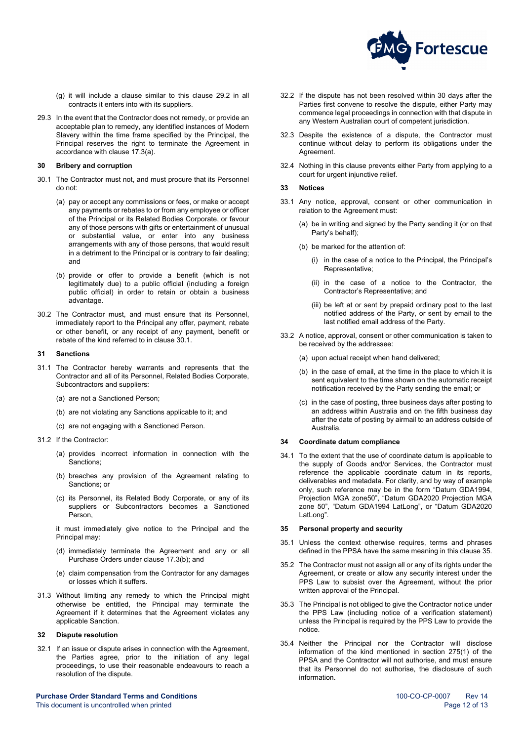(g) it will include a clause similar to this clause 29.2 in all contracts it enters into with its suppliers.

29.3 In the event that the Contractor does not remedy, or provide an acceptable plan to remedy, any identified instances of Modern Slavery within the time frame specified by the Principal, the Principal reserves the right to terminate the Agreement in accordance with clause 17.3(a).

## 30 Bribery and corruption

30.1 The Contractor must not, and must procure that its Personnel do not:

(a) pay or accept any commissions or fees, or make or accept any payments or rebates to or from any employee or officer of the Principal or its Related Bodies Corporate, or favour any of those persons with gifts or entertainment of unusual or substantial value, or enter into any business arrangements with any of those persons, that would result in a detriment to the Principal or is contrary to fair dealing; and

(b) provide or offer to provide a benefit (which is not legitimately due) to a public official (including a foreign public official) in order to retain or obtain a business advantage.

30.2 The Contractor must, and must ensure that its Personnel, immediately report to the Principal any offer, payment, rebate or other benefit, or any receipt of any payment, benefit or rebate of the kind referred to in clause 30.1.

## 31 Sanctions

31.1 The Contractor hereby warrants and represents that the Contractor and all of its Personnel, Related Bodies Corporate, Subcontractors and suppliers:

(a) are not a Sanctioned Person;

(b) are not violating any Sanctions applicable to it; and

(c) are not engaging with a Sanctioned Person.

31.2 If the Contractor:

(a) provides incorrect information in connection with the Sanctions;

(b) breaches any provision of the Agreement relating to Sanctions; or

(c) its Personnel, its Related Body Corporate, or any of its suppliers or Subcontractors becomes a Sanctioned Person,

it must immediately give notice to the Principal and the Principal may:

(d) immediately terminate the Agreement and any or all Purchase Orders under clause 17.3(b); and

(e) claim compensation from the Contractor for any damages or losses which it suffers.

31.3 Without limiting any remedy to which the Principal might otherwise be entitled, the Principal may terminate the Agreement if it determines that the Agreement violates any applicable Sanction.

## 32 Dispute resolution

32.1 If an issue or dispute arises in connection with the Agreement, the Parties agree, prior to the initiation of any legal proceedings, to use their reasonable endeavours to reach a resolution of the dispute.

32.2 If the dispute has not been resolved within 30 days after the Parties first convene to resolve the dispute, either Party may commence legal proceedings in connection with that dispute in any Western Australian court of competent jurisdiction.

32.3 Despite the existence of a dispute, the Contractor must continue without delay to perform its obligations under the Agreement.

32.4 Nothing in this clause prevents either Party from applying to a court for urgent injunctive relief.

## 33 Notices

33.1 Any notice, approval, consent or other communication in relation to the Agreement must:

(a) be in writing and signed by the Party sending it (or on that Party's behalf);

(b) be marked for the attention of:

(i) in the case of a notice to the Principal, the Principal's Representative;

(ii) in the case of a notice to the Contractor, the Contractor's Representative; and

(iii) be left at or sent by prepaid ordinary post to the last notified address of the Party, or sent by email to the last notified email address of the Party.

33.2 A notice, approval, consent or other communication is taken to be received by the addressee:

(a) upon actual receipt when hand delivered;

(b) in the case of email, at the time in the place to which it is sent equivalent to the time shown on the automatic receipt notification received by the Party sending the email; or

(c) in the case of posting, three business days after posting to an address within Australia and on the fifth business day after the date of posting by airmail to an address outside of Australia.

## 34 Coordinate datum compliance

34.1 To the extent that the use of coordinate datum is applicable to the supply of Goods and/or Services, the Contractor must reference the applicable coordinate datum in its reports, deliverables and metadata. For clarity, and by way of example only, such reference may be in the form "Datum GDA1994, Projection MGA zone50", "Datum GDA2020 Projection MGA zone 50", "Datum GDA1994 LatLong", or "Datum GDA2020 LatLong".

## 35 Personal property and security

35.1 Unless the context otherwise requires, terms and phrases defined in the PPSA have the same meaning in this clause 35.

35.2 The Contractor must not assign all or any of its rights under the Agreement, or create or allow any security interest under the PPS Law to subsist over the Agreement, without the prior written approval of the Principal.

35.3 The Principal is not obliged to give the Contractor notice under the PPS Law (including notice of a verification statement) unless the Principal is required by the PPS Law to provide the notice.

35.4 Neither the Principal nor the Contractor will disclose information of the kind mentioned in section 275(1) of the PPSA and the Contractor will not authorise, and must ensure that its Personnel do not authorise, the disclosure of such information.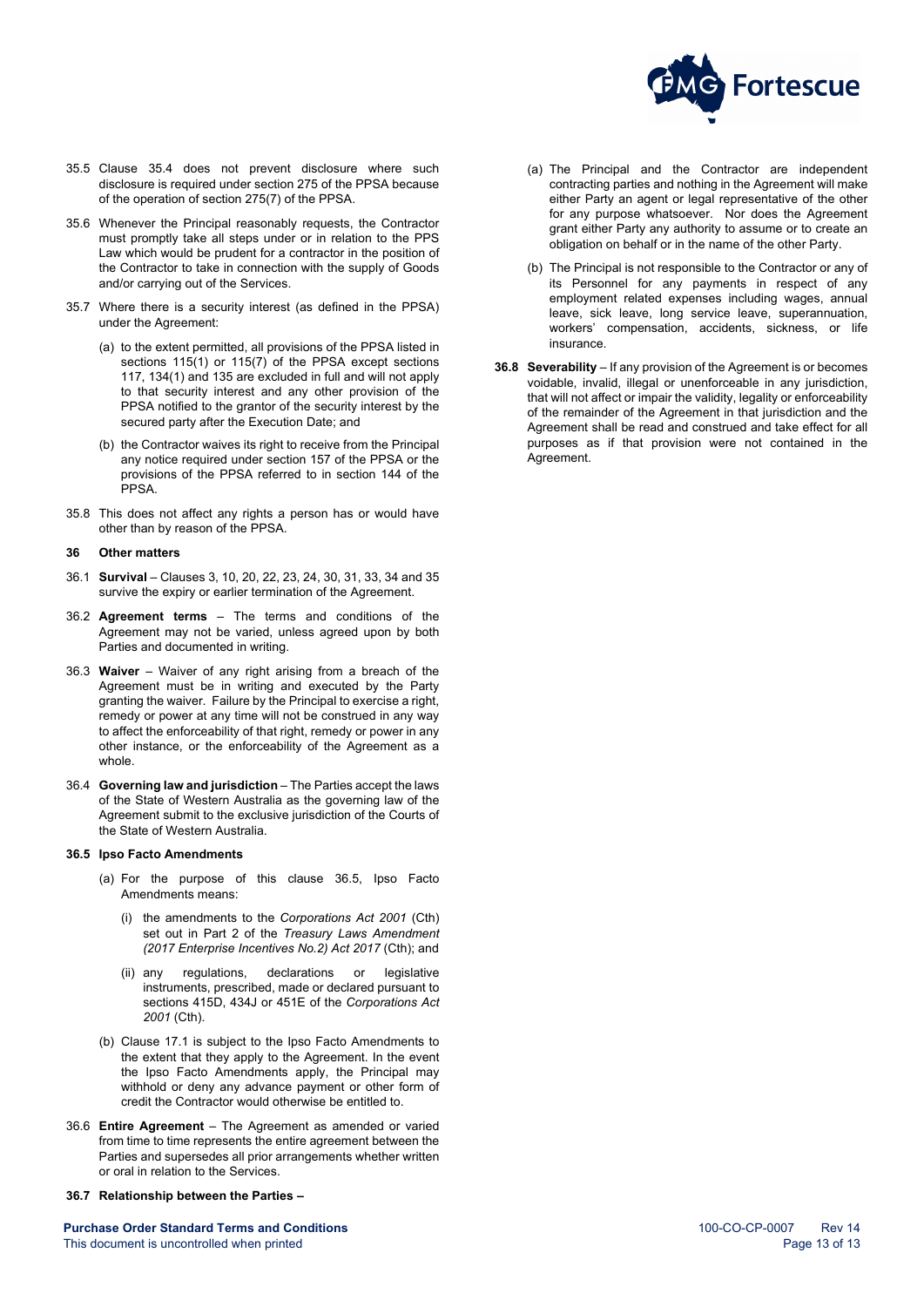35.5 Clause 35.4 does not prevent disclosure where such disclosure is required under section 275 of the PPSA because of the operation of section 275(7) of the PPSA.

35.6 Whenever the Principal reasonably requests, the Contractor must promptly take all steps under or in relation to the PPS Law which would be prudent for a contractor in the position of the Contractor to take in connection with the supply of Goods and/or carrying out of the Services.

35.7 Where there is a security interest (as defined in the PPSA) under the Agreement:

(a) to the extent permitted, all provisions of the PPSA listed in sections 115(1) or 115(7) of the PPSA except sections 117, 134(1) and 135 are excluded in full and will not apply to that security interest and any other provision of the PPSA notified to the grantor of the security interest by the secured party after the Execution Date; and

(b) the Contractor waives its right to receive from the Principal any notice required under section 157 of the PPSA or the provisions of the PPSA referred to in section 144 of the PPSA.

35.8 This does not affect any rights a person has or would have other than by reason of the PPSA.

**36 Other matters**

36.1 **Survival** – Clauses 3, 10, 20, 22, 23, 24, 30, 31, 33, 34 and 35 survive the expiry or earlier termination of the Agreement.

36.2 **Agreement terms** – The terms and conditions of the Agreement may not be varied, unless agreed upon by both Parties and documented in writing.

36.3 **Waiver** – Waiver of any right arising from a breach of the Agreement must be in writing and executed by the Party granting the waiver. Failure by the Principal to exercise a right, remedy or power at any time will not be construed in any way to affect the enforceability of that right, remedy or power in any other instance, or the enforceability of the Agreement as a whole.

36.4 **Governing law and jurisdiction** – The Parties accept the laws of the State of Western Australia as the governing law of the Agreement submit to the exclusive jurisdiction of the Courts of the State of Western Australia.

**36.5 Ipso Facto Amendments**

(a) For the purpose of this clause 36.5, Ipso Facto Amendments means:

(i) the amendments to the *Corporations Act 2001* (Cth) set out in Part 2 of the *Treasury Laws Amendment (2017 Enterprise Incentives No.2) Act 2017* (Cth); and

(ii) any regulations, declarations or legislative instruments, prescribed, made or declared pursuant to sections 415D, 434J or 451E of the *Corporations Act 2001* (Cth).

(b) Clause 17.1 is subject to the Ipso Facto Amendments to the extent that they apply to the Agreement. In the event the Ipso Facto Amendments apply, the Principal may withhold or deny any advance payment or other form of credit the Contractor would otherwise be entitled to.

36.6 **Entire Agreement** – The Agreement as amended or varied from time to time represents the entire agreement between the Parties and supersedes all prior arrangements whether written or oral in relation to the Services.

**36.7 Relationship between the Parties –**

(a) The Principal and the Contractor are independent contracting parties and nothing in the Agreement will make either Party an agent or legal representative of the other for any purpose whatsoever. Nor does the Agreement grant either Party any authority to assume or to create an obligation on behalf or in the name of the other Party.

(b) The Principal is not responsible to the Contractor or any of its Personnel for any payments in respect of any employment related expenses including wages, annual leave, sick leave, long service leave, superannuation, workers' compensation, accidents, sickness, or life insurance.

**36.8 Severability** – If any provision of the Agreement is or becomes voidable, invalid, illegal or unenforceable in any jurisdiction, that will not affect or impair the validity, legality or enforceability of the remainder of the Agreement in that jurisdiction and the Agreement shall be read and construed and take effect for all purposes as if that provision were not contained in the Agreement.